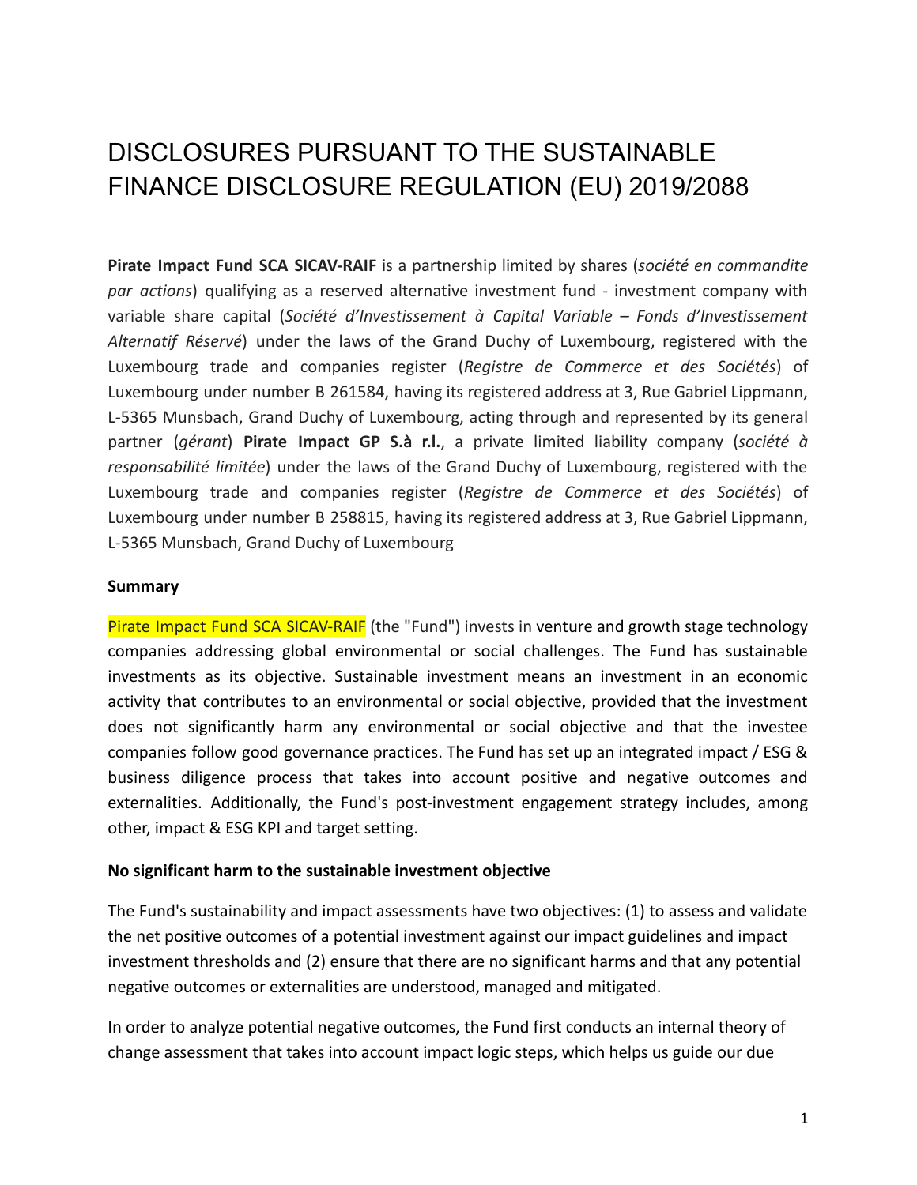# DISCLOSURES PURSUANT TO THE SUSTAINABLE FINANCE DISCLOSURE REGULATION (EU) 2019/2088

**Pirate Impact Fund SCA SICAV-RAIF** is a partnership limited by shares (*société en commandite par actions*) qualifying as a reserved alternative investment fund - investment company with variable share capital (*Société d'Investissement à Capital Variable – Fonds d'Investissement Alternatif Réservé*) under the laws of the Grand Duchy of Luxembourg, registered with the Luxembourg trade and companies register (*Registre de Commerce et des Sociétés*) of Luxembourg under number B 261584, having its registered address at 3, Rue Gabriel Lippmann, L-5365 Munsbach, Grand Duchy of Luxembourg, acting through and represented by its general partner (*gérant*) **Pirate Impact GP S.à r.l.**, a private limited liability company (*société à responsabilité limitée*) under the laws of the Grand Duchy of Luxembourg, registered with the Luxembourg trade and companies register (*Registre de Commerce et des Sociétés*) of Luxembourg under number B 258815, having its registered address at 3, Rue Gabriel Lippmann, L-5365 Munsbach, Grand Duchy of Luxembourg

**Summary**

Pirate Impact Fund SCA SICAV-RAIF (the "Fund") invests in venture and growth stage technology companies addressing global environmental or social challenges. The Fund has sustainable investments as its objective. Sustainable investment means an investment in an economic activity that contributes to an environmental or social objective, provided that the investment does not significantly harm any environmental or social objective and that the investee companies follow good governance practices. The Fund has set up an integrated impact / ESG & business diligence process that takes into account positive and negative outcomes and externalities. Additionally, the Fund's post-investment engagement strategy includes, among other, impact & ESG KPI and target setting.

**No significant harm to the sustainable investment objective**

The Fund's sustainability and impact assessments have two objectives: (1) to assess and validate the net positive outcomes of a potential investment against our impact guidelines and impact investment thresholds and (2) ensure that there are no significant harms and that any potential negative outcomes or externalities are understood, managed and mitigated.

In order to analyze potential negative outcomes, the Fund first conducts an internal theory of change assessment that takes into account impact logic steps, which helps us guide our due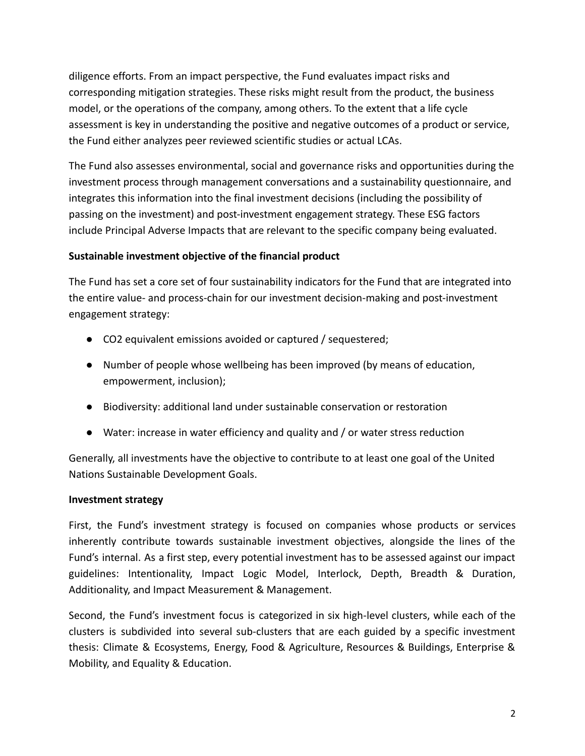diligence efforts. From an impact perspective, the Fund evaluates impact risks and corresponding mitigation strategies. These risks might result from the product, the business model, or the operations of the company, among others. To the extent that a life cycle assessment is key in understanding the positive and negative outcomes of a product or service, the Fund either analyzes peer reviewed scientific studies or actual LCAs.

The Fund also assesses environmental, social and governance risks and opportunities during the investment process through management conversations and a sustainability questionnaire, and integrates this information into the final investment decisions (including the possibility of passing on the investment) and post-investment engagement strategy. These ESG factors include Principal Adverse Impacts that are relevant to the specific company being evaluated.

**Sustainable investment objective of the financial product**

The Fund has set a core set of four sustainability indicators for the Fund that are integrated into the entire value- and process-chain for our investment decision-making and post-investment engagement strategy:

- $CO_2$ equivalent emissions avoided or captured / sequestered;
- Number of people whose wellbeing has been improved (by means of education, empowerment, inclusion);
- Biodiversity: additional land under sustainable conservation or restoration
- Water: increase in water efficiency and quality and / or water stress reduction

Generally, all investments have the objective to contribute to at least one goal of the United Nations Sustainable Development Goals.

**Investment strategy**

First, the Fund's investment strategy is focused on companies whose products or services inherently contribute towards sustainable investment objectives, alongside the lines of the Fund's internal. As a first step, every potential investment has to be assessed against our impact guidelines: Intentionality, Impact Logic Model, Interlock, Depth, Breadth & Duration, Additionality, and Impact Measurement & Management.

Second, the Fund's investment focus is categorized in six high-level clusters, while each of the clusters is subdivided into several sub-clusters that are each guided by a specific investment thesis: Climate & Ecosystems, Energy, Food & Agriculture, Resources & Buildings, Enterprise & Mobility, and Equality & Education.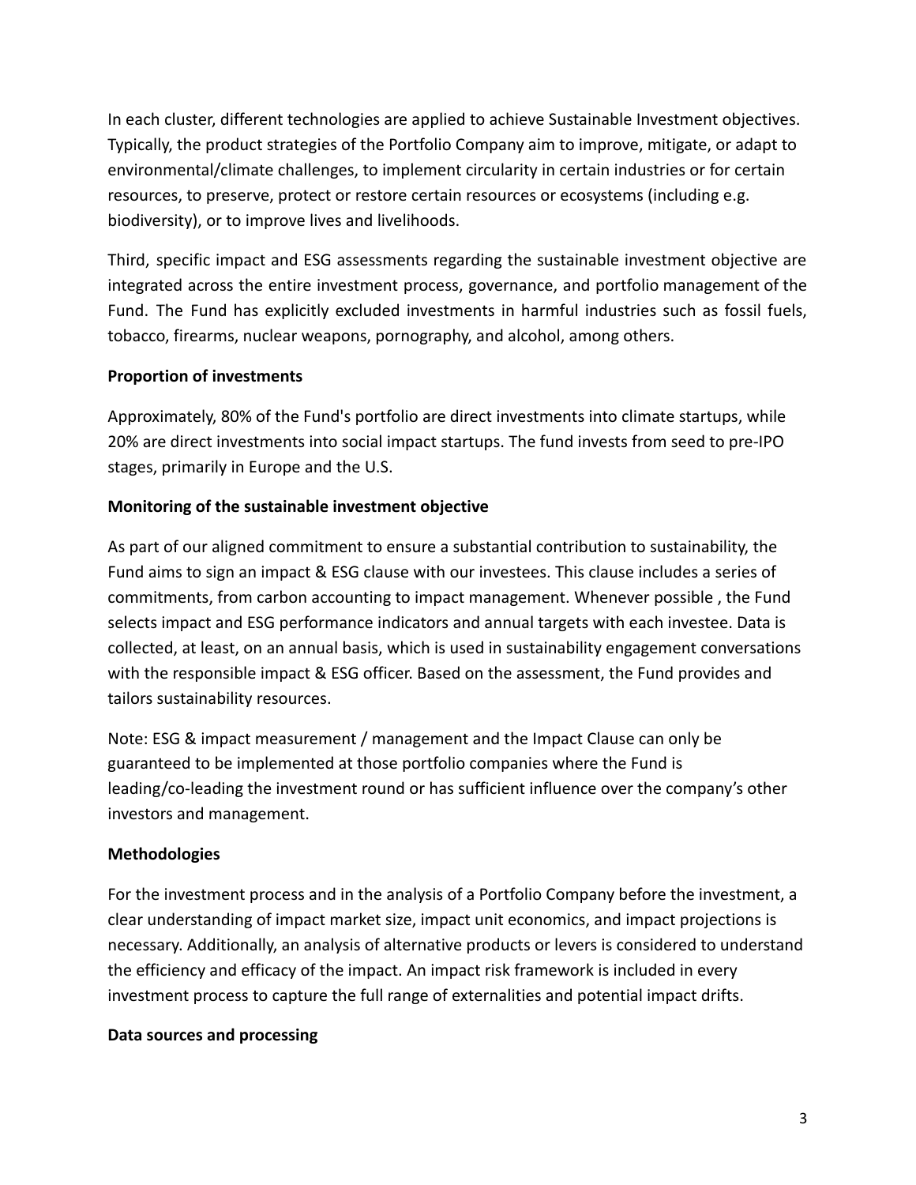In each cluster, different technologies are applied to achieve Sustainable Investment objectives. Typically, the product strategies of the Portfolio Company aim to improve, mitigate, or adapt to environmental/climate challenges, to implement circularity in certain industries or for certain resources, to preserve, protect or restore certain resources or ecosystems (including e.g. biodiversity), or to improve lives and livelihoods.

Third, specific impact and ESG assessments regarding the sustainable investment objective are integrated across the entire investment process, governance, and portfolio management of the Fund. The Fund has explicitly excluded investments in harmful industries such as fossil fuels, tobacco, firearms, nuclear weapons, pornography, and alcohol, among others.

**Proportion of investments**

Approximately, 80% of the Fund's portfolio are direct investments into climate startups, while 20% are direct investments into social impact startups. The fund invests from seed to pre-IPO stages, primarily in Europe and the U.S.

**Monitoring of the sustainable investment objective**

As part of our aligned commitment to ensure a substantial contribution to sustainability, the Fund aims to sign an impact & ESG clause with our investees. This clause includes a series of commitments, from carbon accounting to impact management. Whenever possible , the Fund selects impact and ESG performance indicators and annual targets with each investee. Data is collected, at least, on an annual basis, which is used in sustainability engagement conversations with the responsible impact & ESG officer. Based on the assessment, the Fund provides and tailors sustainability resources.

Note: ESG & impact measurement / management and the Impact Clause can only be guaranteed to be implemented at those portfolio companies where the Fund is leading/co-leading the investment round or has sufficient influence over the company's other investors and management.

**Methodologies**

For the investment process and in the analysis of a Portfolio Company before the investment, a clear understanding of impact market size, impact unit economics, and impact projections is necessary. Additionally, an analysis of alternative products or levers is considered to understand the efficiency and efficacy of the impact. An impact risk framework is included in every investment process to capture the full range of externalities and potential impact drifts.

**Data sources and processing**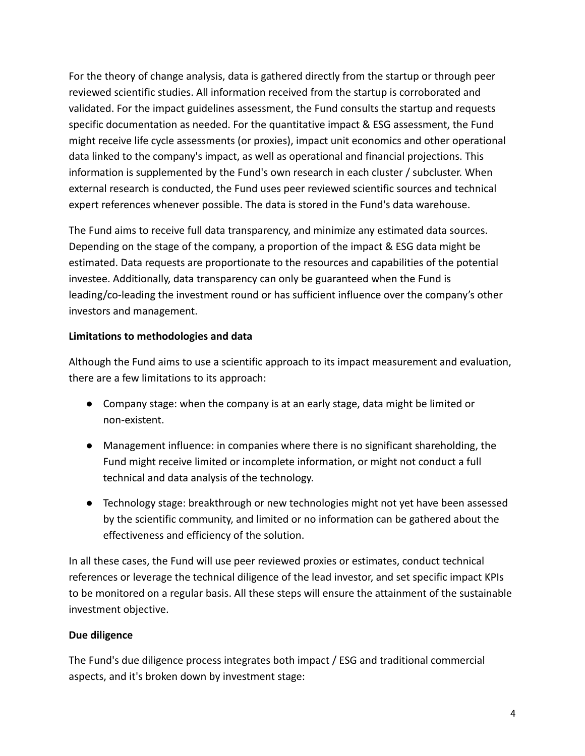For the theory of change analysis, data is gathered directly from the startup or through peer reviewed scientific studies. All information received from the startup is corroborated and validated. For the impact guidelines assessment, the Fund consults the startup and requests specific documentation as needed. For the quantitative impact & ESG assessment, the Fund might receive life cycle assessments (or proxies), impact unit economics and other operational data linked to the company's impact, as well as operational and financial projections. This information is supplemented by the Fund's own research in each cluster / subcluster. When external research is conducted, the Fund uses peer reviewed scientific sources and technical expert references whenever possible. The data is stored in the Fund's data warehouse.

The Fund aims to receive full data transparency, and minimize any estimated data sources. Depending on the stage of the company, a proportion of the impact & ESG data might be estimated. Data requests are proportionate to the resources and capabilities of the potential investee. Additionally, data transparency can only be guaranteed when the Fund is leading/co-leading the investment round or has sufficient influence over the company's other investors and management.

**Limitations to methodologies and data**

Although the Fund aims to use a scientific approach to its impact measurement and evaluation, there are a few limitations to its approach:

- Company stage: when the company is at an early stage, data might be limited or non-existent.
- Management influence: in companies where there is no significant shareholding, the Fund might receive limited or incomplete information, or might not conduct a full technical and data analysis of the technology.
- Technology stage: breakthrough or new technologies might not yet have been assessed by the scientific community, and limited or no information can be gathered about the effectiveness and efficiency of the solution.

In all these cases, the Fund will use peer reviewed proxies or estimates, conduct technical references or leverage the technical diligence of the lead investor, and set specific impact KPIs to be monitored on a regular basis. All these steps will ensure the attainment of the sustainable investment objective.

**Due diligence**

The Fund's due diligence process integrates both impact / ESG and traditional commercial aspects, and it's broken down by investment stage: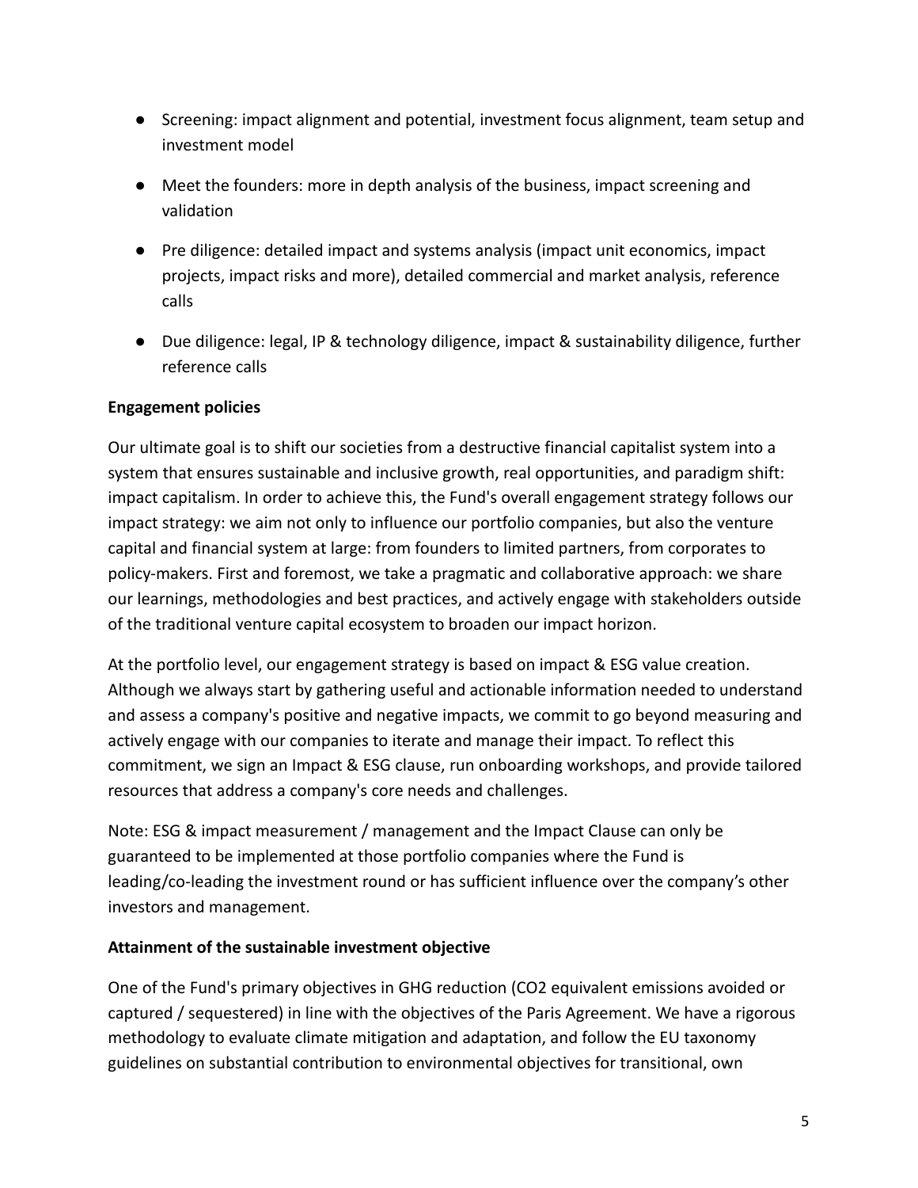- Screening: impact alignment and potential, investment focus alignment, team setup and investment model
- Meet the founders: more in depth analysis of the business, impact screening and validation
- Pre diligence: detailed impact and systems analysis (impact unit economics, impact projects, impact risks and more), detailed commercial and market analysis, reference calls
- Due diligence: legal, IP & technology diligence, impact & sustainability diligence, further reference calls

**Engagement policies**

Our ultimate goal is to shift our societies from a destructive financial capitalist system into a system that ensures sustainable and inclusive growth, real opportunities, and paradigm shift: impact capitalism. In order to achieve this, the Fund's overall engagement strategy follows our impact strategy: we aim not only to influence our portfolio companies, but also the venture capital and financial system at large: from founders to limited partners, from corporates to policy-makers. First and foremost, we take a pragmatic and collaborative approach: we share our learnings, methodologies and best practices, and actively engage with stakeholders outside of the traditional venture capital ecosystem to broaden our impact horizon.

At the portfolio level, our engagement strategy is based on impact & ESG value creation. Although we always start by gathering useful and actionable information needed to understand and assess a company's positive and negative impacts, we commit to go beyond measuring and actively engage with our companies to iterate and manage their impact. To reflect this commitment, we sign an Impact & ESG clause, run onboarding workshops, and provide tailored resources that address a company's core needs and challenges.

Note: ESG & impact measurement / management and the Impact Clause can only be guaranteed to be implemented at those portfolio companies where the Fund is leading/co-leading the investment round or has sufficient influence over the company's other investors and management.

**Attainment of the sustainable investment objective**

One of the Fund's primary objectives in GHG reduction (CO2 equivalent emissions avoided or captured / sequestered) in line with the objectives of the Paris Agreement. We have a rigorous methodology to evaluate climate mitigation and adaptation, and follow the EU taxonomy guidelines on substantial contribution to environmental objectives for transitional, own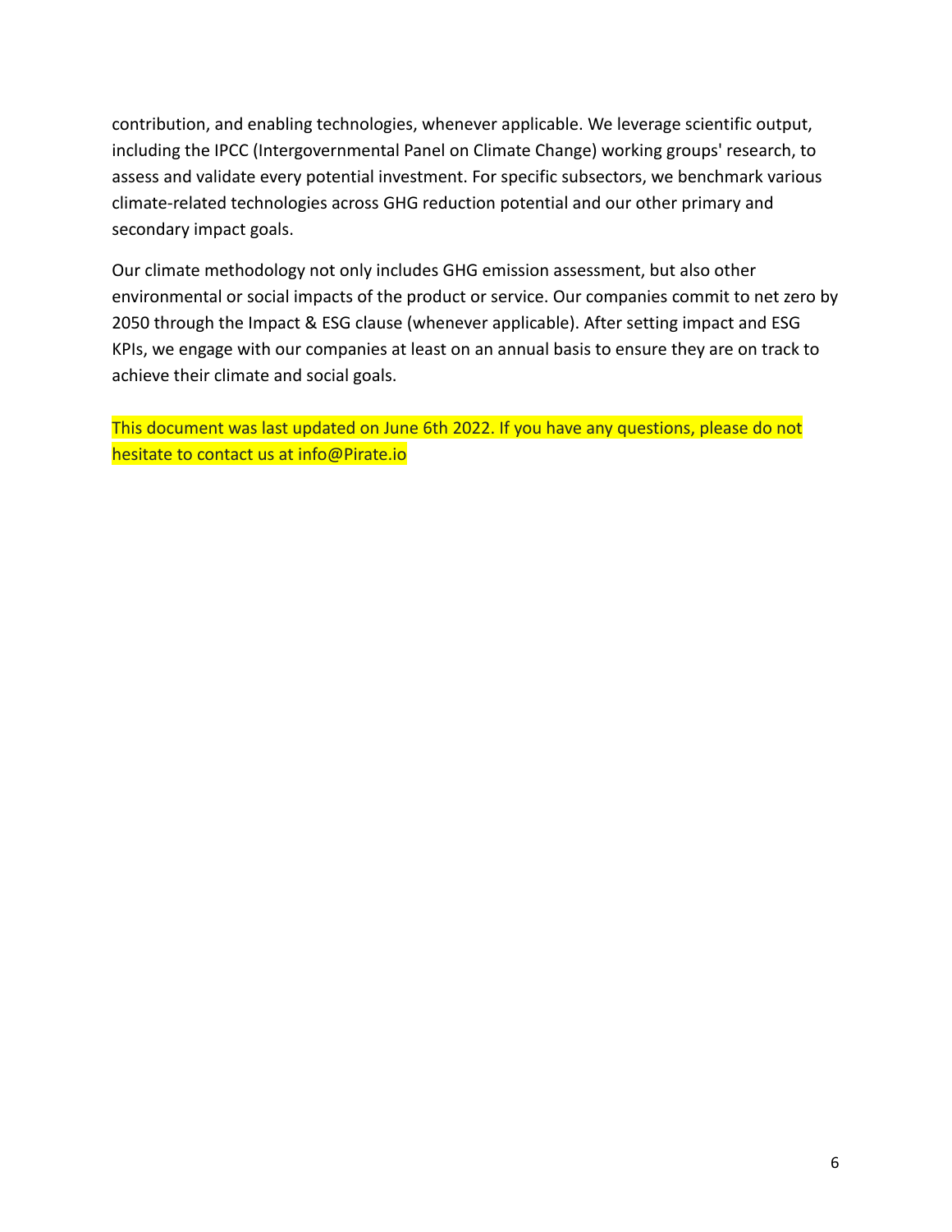contribution, and enabling technologies, whenever applicable. We leverage scientific output, including the IPCC (Intergovernmental Panel on Climate Change) working groups' research, to assess and validate every potential investment. For specific subsectors, we benchmark various climate-related technologies across GHG reduction potential and our other primary and secondary impact goals.

Our climate methodology not only includes GHG emission assessment, but also other environmental or social impacts of the product or service. Our companies commit to net zero by 2050 through the Impact & ESG clause (whenever applicable). After setting impact and ESG KPIs, we engage with our companies at least on an annual basis to ensure they are on track to achieve their climate and social goals.

This document was last updated on June 6th 2022. If you have any questions, please do not hesitate to contact us at info@Pirate.io